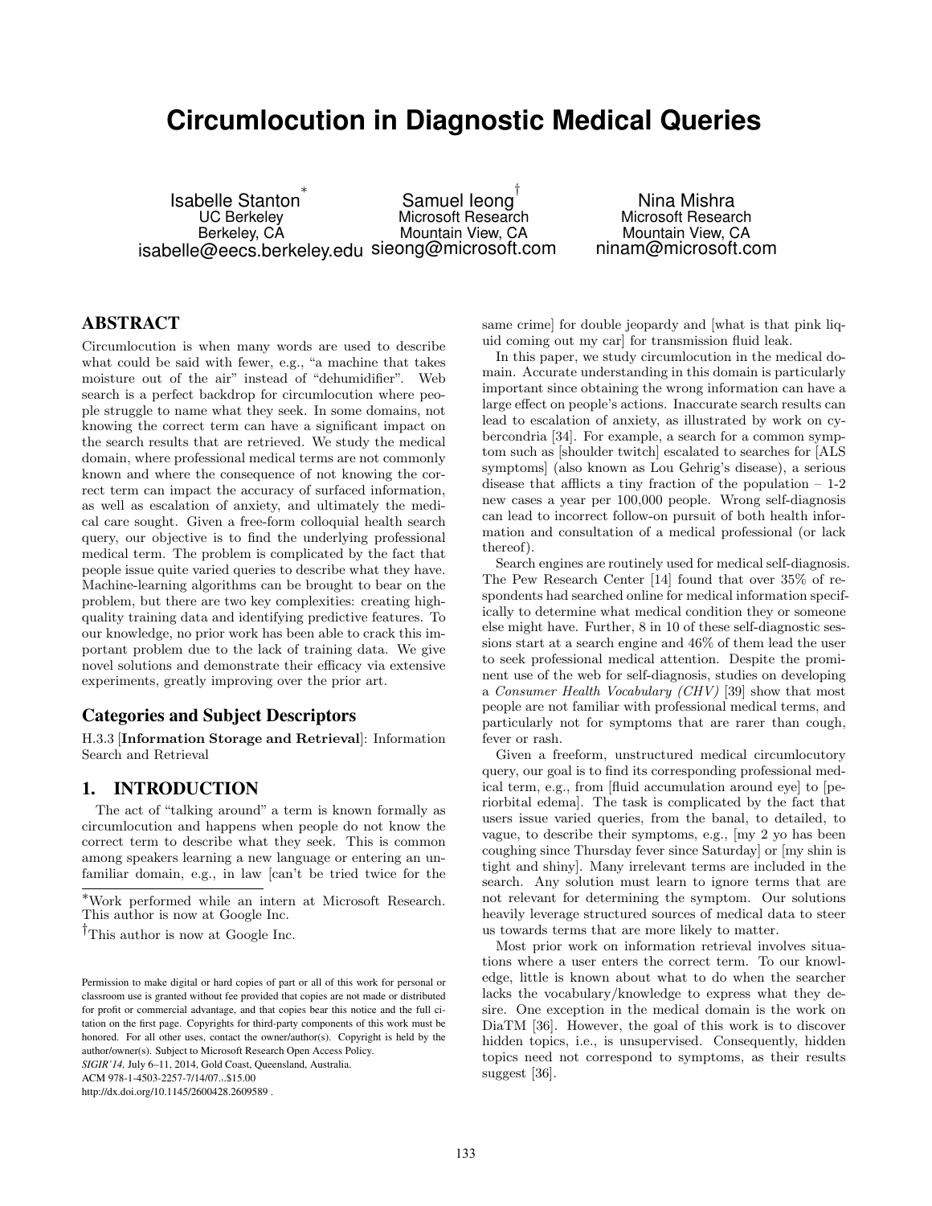# Circumlocution in Diagnostic Medical Queries

Isabelle Stanton[*]
UC Berkeley
Berkeley, CA
isabelle@eecs.berkeley.edu

Samuel Ieong[†]
Microsoft Research
Mountain View, CA
sieong@microsoft.com

Nina Mishra
Microsoft Research
Mountain View, CA
ninam@microsoft.com

## ABSTRACT

Circumlocution is when many words are used to describe what could be said with fewer, e.g., "a machine that takes moisture out of the air" instead of "dehumidifier". Web search is a perfect backdrop for circumlocution where people struggle to name what they seek. In some domains, not knowing the correct term can have a significant impact on the search results that are retrieved. We study the medical domain, where professional medical terms are not commonly known and where the consequence of not knowing the correct term can impact the accuracy of surfaced information, as well as escalation of anxiety, and ultimately the medical care sought. Given a free-form colloquial health search query, our objective is to find the underlying professional medical term. The problem is complicated by the fact that people issue quite varied queries to describe what they have. Machine-learning algorithms can be brought to bear on the problem, but there are two key complexities: creating high-quality training data and identifying predictive features. To our knowledge, no prior work has been able to crack this important problem due to the lack of training data. We give novel solutions and demonstrate their efficacy via extensive experiments, greatly improving over the prior art.

## Categories and Subject Descriptors

H.3.3 [**Information Storage and Retrieval**]: Information Search and Retrieval

## 1. INTRODUCTION

The act of "talking around" a term is known formally as circumlocution and happens when people do not know the correct term to describe what they seek. This is common among speakers learning a new language or entering an unfamiliar domain, e.g., in law [can't be tried twice for the same crime] for double jeopardy and [what is that pink liquid coming out my car] for transmission fluid leak.

In this paper, we study circumlocution in the medical domain. Accurate understanding in this domain is particularly important since obtaining the wrong information can have a large effect on people's actions. Inaccurate search results can lead to escalation of anxiety, as illustrated by work on cybercondria [34]. For example, a search for a common symptom such as [shoulder twitch] escalated to searches for [ALS symptoms] (also known as Lou Gehrig's disease), a serious disease that afflicts a tiny fraction of the population – 1-2 new cases a year per 100,000 people. Wrong self-diagnosis can lead to incorrect follow-on pursuit of both health information and consultation of a medical professional (or lack thereof).

Search engines are routinely used for medical self-diagnosis. The Pew Research Center [14] found that over 35% of respondents had searched online for medical information specifically to determine what medical condition they or someone else might have. Further, 8 in 10 of these self-diagnostic sessions start at a search engine and 46% of them lead the user to seek professional medical attention. Despite the prominent use of the web for self-diagnosis, studies on developing a *Consumer Health Vocabulary (CHV)* [39] show that most people are not familiar with professional medical terms, and particularly not for symptoms that are rarer than cough, fever or rash.

Given a freeform, unstructured medical circumlocutory query, our goal is to find its corresponding professional medical term, e.g., from [fluid accumulation around eye] to [periorbital edema]. The task is complicated by the fact that users issue varied queries, from the banal, to detailed, to vague, to describe their symptoms, e.g., [my 2 yo has been coughing since Thursday fever since Saturday] or [my shin is tight and shiny]. Many irrelevant terms are included in the search. Any solution must learn to ignore terms that are not relevant for determining the symptom. Our solutions heavily leverage structured sources of medical data to steer us towards terms that are more likely to matter.

Most prior work on information retrieval involves situations where a user enters the correct term. To our knowledge, little is known about what to do when the searcher lacks the vocabulary/knowledge to express what they desire. One exception in the medical domain is the work on DiaTM [36]. However, the goal of this work is to discover hidden topics, i.e., is unsupervised. Consequently, hidden topics need not correspond to symptoms, as their results suggest [36].

[*]Work performed while an intern at Microsoft Research. This author is now at Google Inc.

[†]This author is now at Google Inc.

Permission to make digital or hard copies of part or all of this work for personal or classroom use is granted without fee provided that copies are not made or distributed for profit or commercial advantage, and that copies bear this notice and the full citation on the first page. Copyrights for third-party components of this work must be honored. For all other uses, contact the owner/author(s). Copyright is held by the author/owner(s). Subject to Microsoft Research Open Access Policy.
*SIGIR'14,* July 6–11, 2014, Gold Coast, Queensland, Australia.
ACM 978-1-4503-2257-7/14/07..$15.00
http://dx.doi.org/10.1145/2600428.2609589 .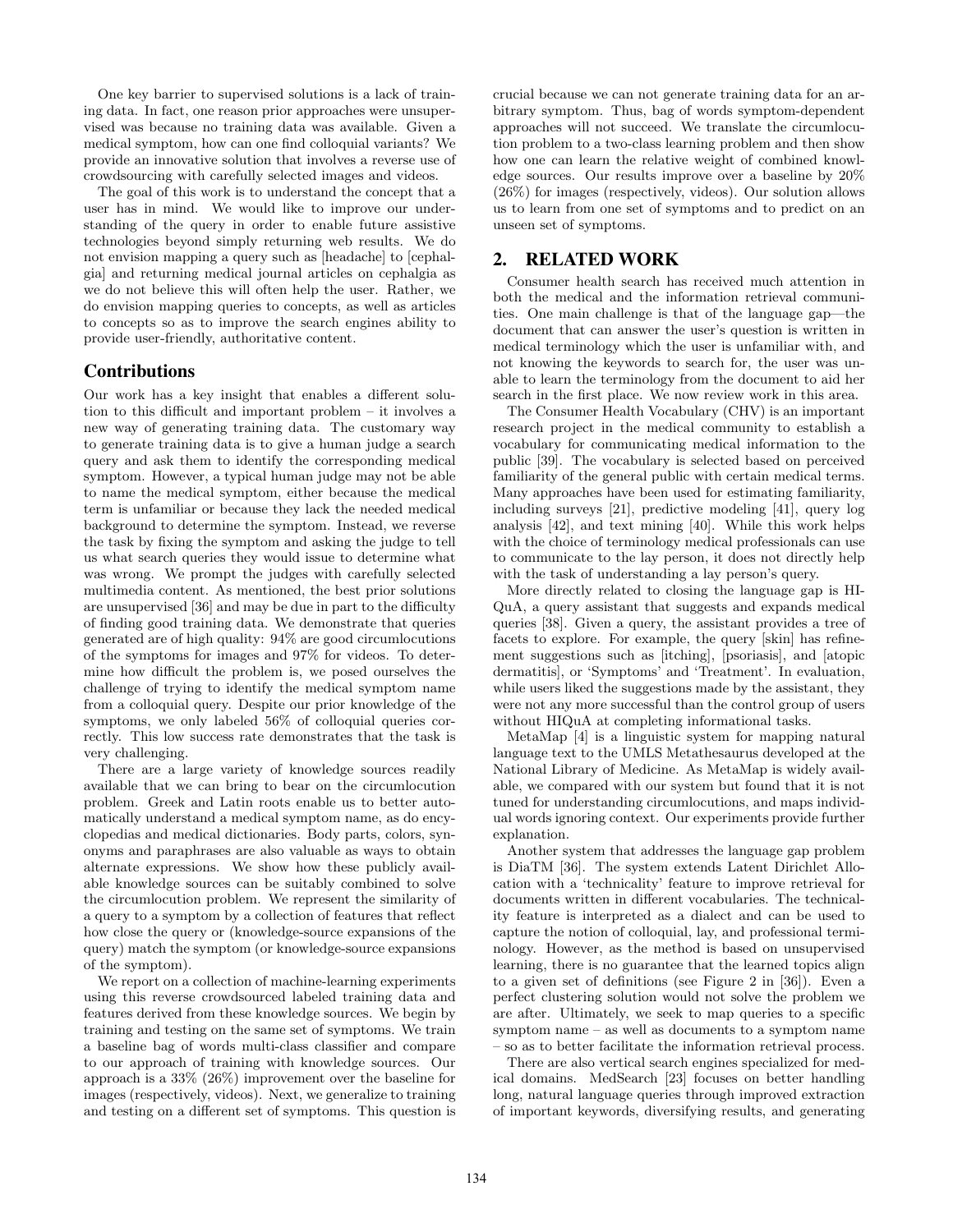One key barrier to supervised solutions is a lack of training data. In fact, one reason prior approaches were unsupervised was because no training data was available. Given a medical symptom, how can one find colloquial variants? We provide an innovative solution that involves a reverse use of crowdsourcing with carefully selected images and videos.

The goal of this work is to understand the concept that a user has in mind. We would like to improve our understanding of the query in order to enable future assistive technologies beyond simply returning web results. We do not envision mapping a query such as [headache] to [cephalgia] and returning medical journal articles on cephalgia as we do not believe this will often help the user. Rather, we do envision mapping queries to concepts, as well as articles to concepts so as to improve the search engines ability to provide user-friendly, authoritative content.

## Contributions

Our work has a key insight that enables a different solution to this difficult and important problem – it involves a new way of generating training data. The customary way to generate training data is to give a human judge a search query and ask them to identify the corresponding medical symptom. However, a typical human judge may not be able to name the medical symptom, either because the medical term is unfamiliar or because they lack the needed medical background to determine the symptom. Instead, we reverse the task by fixing the symptom and asking the judge to tell us what search queries they would issue to determine what was wrong. We prompt the judges with carefully selected multimedia content. As mentioned, the best prior solutions are unsupervised [36] and may be due in part to the difficulty of finding good training data. We demonstrate that queries generated are of high quality: 94% are good circumlocutions of the symptoms for images and 97% for videos. To determine how difficult the problem is, we posed ourselves the challenge of trying to identify the medical symptom name from a colloquial query. Despite our prior knowledge of the symptoms, we only labeled 56% of colloquial queries correctly. This low success rate demonstrates that the task is very challenging.

There are a large variety of knowledge sources readily available that we can bring to bear on the circumlocution problem. Greek and Latin roots enable us to better automatically understand a medical symptom name, as do encyclopedias and medical dictionaries. Body parts, colors, synonyms and paraphrases are also valuable as ways to obtain alternate expressions. We show how these publicly available knowledge sources can be suitably combined to solve the circumlocution problem. We represent the similarity of a query to a symptom by a collection of features that reflect how close the query or (knowledge-source expansions of the query) match the symptom (or knowledge-source expansions of the symptom).

We report on a collection of machine-learning experiments using this reverse crowdsourced labeled training data and features derived from these knowledge sources. We begin by training and testing on the same set of symptoms. We train a baseline bag of words multi-class classifier and compare to our approach of training with knowledge sources. Our approach is a 33% (26%) improvement over the baseline for images (respectively, videos). Next, we generalize to training and testing on a different set of symptoms. This question is crucial because we can not generate training data for an arbitrary symptom. Thus, bag of words symptom-dependent approaches will not succeed. We translate the circumlocution problem to a two-class learning problem and then show how one can learn the relative weight of combined knowledge sources. Our results improve over a baseline by 20% (26%) for images (respectively, videos). Our solution allows us to learn from one set of symptoms and to predict on an unseen set of symptoms.

## 2. RELATED WORK

Consumer health search has received much attention in both the medical and the information retrieval communities. One main challenge is that of the language gap—the document that can answer the user's question is written in medical terminology which the user is unfamiliar with, and not knowing the keywords to search for, the user was unable to learn the terminology from the document to aid her search in the first place. We now review work in this area.

The Consumer Health Vocabulary (CHV) is an important research project in the medical community to establish a vocabulary for communicating medical information to the public [39]. The vocabulary is selected based on perceived familiarity of the general public with certain medical terms. Many approaches have been used for estimating familiarity, including surveys [21], predictive modeling [41], query log analysis [42], and text mining [40]. While this work helps with the choice of terminology medical professionals can use to communicate to the lay person, it does not directly help with the task of understanding a lay person's query.

More directly related to closing the language gap is HIQuA, a query assistant that suggests and expands medical queries [38]. Given a query, the assistant provides a tree of facets to explore. For example, the query [skin] has refinement suggestions such as [itching], [psoriasis], and [atopic dermatitis], or 'Symptoms' and 'Treatment'. In evaluation, while users liked the suggestions made by the assistant, they were not any more successful than the control group of users without HIQuA at completing informational tasks.

MetaMap [4] is a linguistic system for mapping natural language text to the UMLS Metathesaurus developed at the National Library of Medicine. As MetaMap is widely available, we compared with our system but found that it is not tuned for understanding circumlocutions, and maps individual words ignoring context. Our experiments provide further explanation.

Another system that addresses the language gap problem is DiaTM [36]. The system extends Latent Dirichlet Allocation with a 'technicality' feature to improve retrieval for documents written in different vocabularies. The technicality feature is interpreted as a dialect and can be used to capture the notion of colloquial, lay, and professional terminology. However, as the method is based on unsupervised learning, there is no guarantee that the learned topics align to a given set of definitions (see Figure 2 in [36]). Even a perfect clustering solution would not solve the problem we are after. Ultimately, we seek to map queries to a specific symptom name – as well as documents to a symptom name – so as to better facilitate the information retrieval process.

There are also vertical search engines specialized for medical domains. MedSearch [23] focuses on better handling long, natural language queries through improved extraction of important keywords, diversifying results, and generating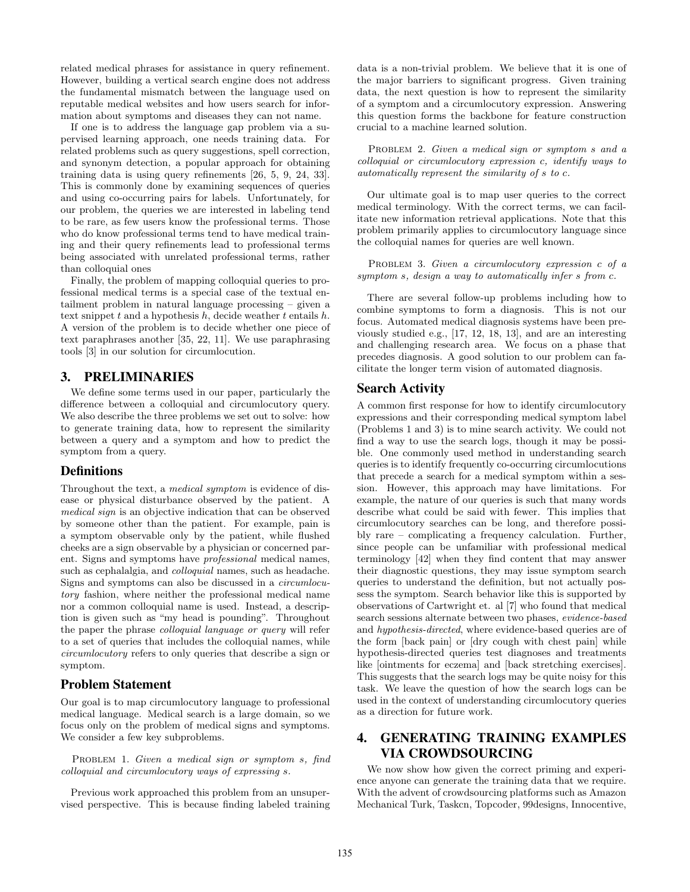related medical phrases for assistance in query refinement. However, building a vertical search engine does not address the fundamental mismatch between the language used on reputable medical websites and how users search for information about symptoms and diseases they can not name.

If one is to address the language gap problem via a supervised learning approach, one needs training data. For related problems such as query suggestions, spell correction, and synonym detection, a popular approach for obtaining training data is using query refinements [26, 5, 9, 24, 33]. This is commonly done by examining sequences of queries and using co-occurring pairs for labels. Unfortunately, for our problem, the queries we are interested in labeling tend to be rare, as few users know the professional terms. Those who do know professional terms tend to have medical training and their query refinements lead to professional terms being associated with unrelated professional terms, rather than colloquial ones

Finally, the problem of mapping colloquial queries to professional medical terms is a special case of the textual entailment problem in natural language processing – given a text snippet $t$ and a hypothesis $h$, decide weather $t$ entails $h$. A version of the problem is to decide whether one piece of text paraphrases another [35, 22, 11]. We use paraphrasing tools [3] in our solution for circumlocution.

## 3. PRELIMINARIES

We define some terms used in our paper, particularly the difference between a colloquial and circumlocutory query. We also describe the three problems we set out to solve: how to generate training data, how to represent the similarity between a query and a symptom and how to predict the symptom from a query.

### Definitions

Throughout the text, a *medical symptom* is evidence of disease or physical disturbance observed by the patient. A *medical sign* is an objective indication that can be observed by someone other than the patient. For example, pain is a symptom observable only by the patient, while flushed cheeks are a sign observable by a physician or concerned parent. Signs and symptoms have *professional* medical names, such as cephalalgia, and *colloquial* names, such as headache. Signs and symptoms can also be discussed in a *circumlocutory* fashion, where neither the professional medical name nor a common colloquial name is used. Instead, a description is given such as "my head is pounding". Throughout the paper the phrase *colloquial language or query* will refer to a set of queries that includes the colloquial names, while *circumlocutory* refers to only queries that describe a sign or symptom.

### Problem Statement

Our goal is to map circumlocutory language to professional medical language. Medical search is a large domain, so we focus only on the problem of medical signs and symptoms. We consider a few key subproblems.

Problem 1. *Given a medical sign or symptom $s$, find colloquial and circumlocutory ways of expressing $s$.*

Previous work approached this problem from an unsupervised perspective. This is because finding labeled training data is a non-trivial problem. We believe that it is one of the major barriers to significant progress. Given training data, the next question is how to represent the similarity of a symptom and a circumlocutory expression. Answering this question forms the backbone for feature construction crucial to a machine learned solution.

Problem 2. *Given a medical sign or symptom $s$ and a colloquial or circumlocutory expression $c$, identify ways to automatically represent the similarity of $s$ to $c$.*

Our ultimate goal is to map user queries to the correct medical terminology. With the correct terms, we can facilitate new information retrieval applications. Note that this problem primarily applies to circumlocutory language since the colloquial names for queries are well known.

Problem 3. *Given a circumlocutory expression $c$ of a symptom $s$, design a way to automatically infer $s$ from $c$.*

There are several follow-up problems including how to combine symptoms to form a diagnosis. This is not our focus. Automated medical diagnosis systems have been previously studied e.g., [17, 12, 18, 13], and are an interesting and challenging research area. We focus on a phase that precedes diagnosis. A good solution to our problem can facilitate the longer term vision of automated diagnosis.

### Search Activity

A common first response for how to identify circumlocutory expressions and their corresponding medical symptom label (Problems 1 and 3) is to mine search activity. We could not find a way to use the search logs, though it may be possible. One commonly used method in understanding search queries is to identify frequently co-occurring circumlocutions that precede a search for a medical symptom within a session. However, this approach may have limitations. For example, the nature of our queries is such that many words describe what could be said with fewer. This implies that circumlocutory searches can be long, and therefore possibly rare – complicating a frequency calculation. Further, since people can be unfamiliar with professional medical terminology [42] when they find content that may answer their diagnostic questions, they may issue symptom search queries to understand the definition, but not actually possess the symptom. Search behavior like this is supported by observations of Cartwright et. al [7] who found that medical search sessions alternate between two phases, *evidence-based* and *hypothesis-directed*, where evidence-based queries are of the form [back pain] or [dry cough with chest pain] while hypothesis-directed queries test diagnoses and treatments like [ointments for eczema] and [back stretching exercises]. This suggests that the search logs may be quite noisy for this task. We leave the question of how the search logs can be used in the context of understanding circumlocutory queries as a direction for future work.

## 4. GENERATING TRAINING EXAMPLES VIA CROWDSOURCING

We now show how given the correct priming and experience anyone can generate the training data that we require. With the advent of crowdsourcing platforms such as Amazon Mechanical Turk, Taskcn, Topcoder, 99designs, Innocentive,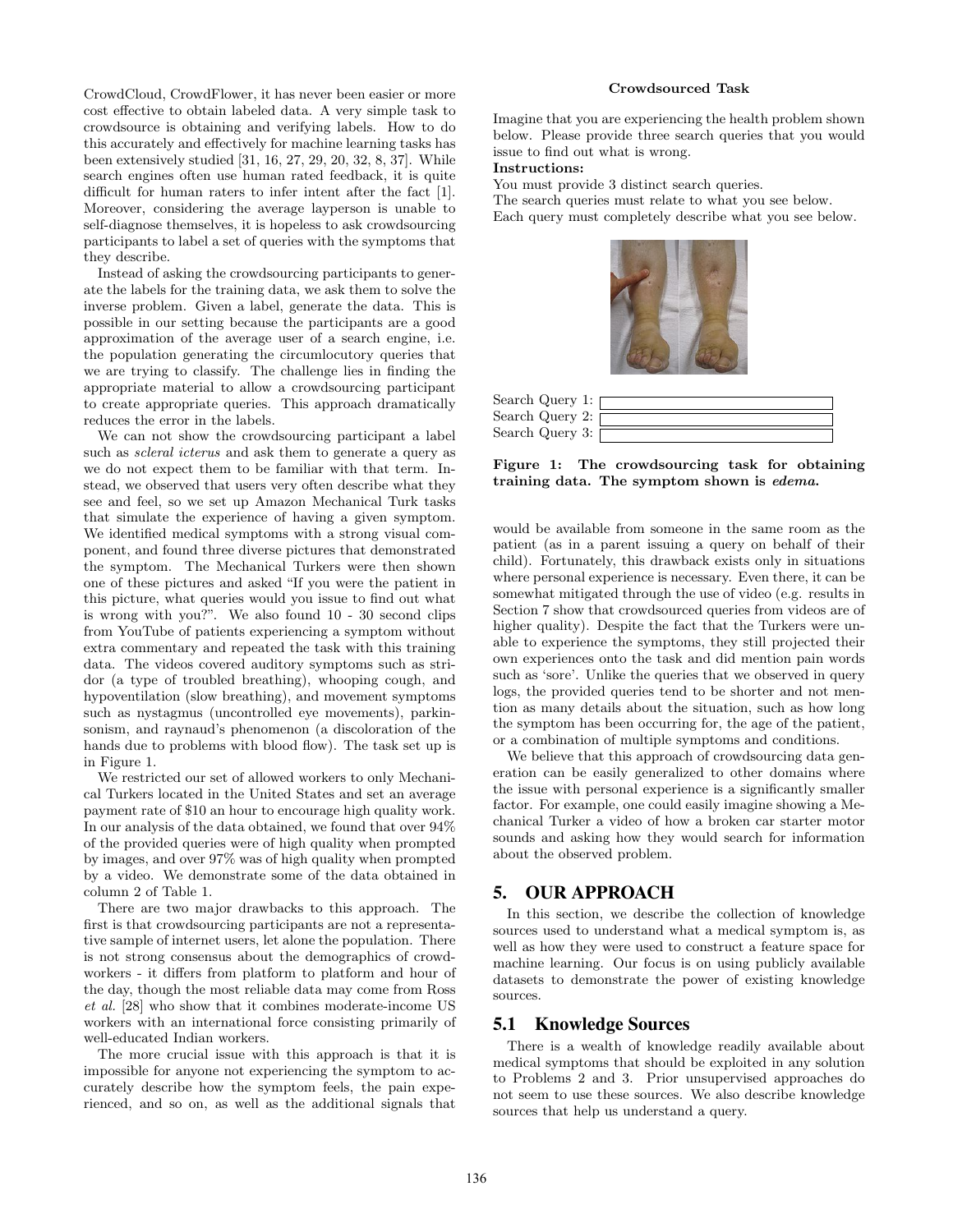CrowdCloud, CrowdFlower, it has never been easier or more cost effective to obtain labeled data. A very simple task to crowdsource is obtaining and verifying labels. How to do this accurately and effectively for machine learning tasks has been extensively studied [31, 16, 27, 29, 20, 32, 8, 37]. While search engines often use human rated feedback, it is quite difficult for human raters to infer intent after the fact [1]. Moreover, considering the average layperson is unable to self-diagnose themselves, it is hopeless to ask crowdsourcing participants to label a set of queries with the symptoms that they describe.

Instead of asking the crowdsourcing participants to generate the labels for the training data, we ask them to solve the inverse problem. Given a label, generate the data. This is possible in our setting because the participants are a good approximation of the average user of a search engine, i.e. the population generating the circumlocutory queries that we are trying to classify. The challenge lies in finding the appropriate material to allow a crowdsourcing participant to create appropriate queries. This approach dramatically reduces the error in the labels.

We can not show the crowdsourcing participant a label such as *scleral icterus* and ask them to generate a query as we do not expect them to be familiar with that term. Instead, we observed that users very often describe what they see and feel, so we set up Amazon Mechanical Turk tasks that simulate the experience of having a given symptom. We identified medical symptoms with a strong visual component, and found three diverse pictures that demonstrated the symptom. The Mechanical Turkers were then shown one of these pictures and asked "If you were the patient in this picture, what queries would you issue to find out what is wrong with you?". We also found 10 - 30 second clips from YouTube of patients experiencing a symptom without extra commentary and repeated the task with this training data. The videos covered auditory symptoms such as stridor (a type of troubled breathing), whooping cough, and hypoventilation (slow breathing), and movement symptoms such as nystagmus (uncontrolled eye movements), parkinsonism, and raynaud's phenomenon (a discoloration of the hands due to problems with blood flow). The task set up is in Figure 1.

We restricted our set of allowed workers to only Mechanical Turkers located in the United States and set an average payment rate of $10 an hour to encourage high quality work. In our analysis of the data obtained, we found that over 94% of the provided queries were of high quality when prompted by images, and over 97% was of high quality when prompted by a video. We demonstrate some of the data obtained in column 2 of Table 1.

There are two major drawbacks to this approach. The first is that crowdsourcing participants are not a representative sample of internet users, let alone the population. There is not strong consensus about the demographics of crowdworkers - it differs from platform to platform and hour of the day, though the most reliable data may come from Ross *et al.* [28] who show that it combines moderate-income US workers with an international force consisting primarily of well-educated Indian workers.

The more crucial issue with this approach is that it is impossible for anyone not experiencing the symptom to accurately describe how the symptom feels, the pain experienced, and so on, as well as the additional signals that would be available from someone in the same room as the patient (as in a parent issuing a query on behalf of their child). Fortunately, this drawback exists only in situations where personal experience is necessary. Even there, it can be somewhat mitigated through the use of video (e.g. results in Section 7 show that crowdsourced queries from videos are of higher quality). Despite the fact that the Turkers were unable to experience the symptoms, they still projected their own experiences onto the task and did mention pain words such as 'sore'. Unlike the queries that we observed in query logs, the provided queries tend to be shorter and not mention as many details about the situation, such as how long the symptom has been occurring for, the age of the patient, or a combination of multiple symptoms and conditions.

We believe that this approach of crowdsourcing data generation can be easily generalized to other domains where the issue with personal experience is a significantly smaller factor. For example, one could easily imagine showing a Mechanical Turker a video of how a broken car starter motor sounds and asking how they would search for information about the observed problem.

**Crowdsourced Task**

Imagine that you are experiencing the health problem shown below. Please provide three search queries that you would issue to find out what is wrong.

**Instructions:**

You must provide 3 distinct search queries.
The search queries must relate to what you see below.
Each query must completely describe what you see below.

Search Query 1:
Search Query 2:
Search Query 3:

**Figure 1: The crowdsourcing task for obtaining training data. The symptom shown is *edema*.**

## 5. OUR APPROACH

In this section, we describe the collection of knowledge sources used to understand what a medical symptom is, as well as how they were used to construct a feature space for machine learning. Our focus is on using publicly available datasets to demonstrate the power of existing knowledge sources.

### 5.1 Knowledge Sources

There is a wealth of knowledge readily available about medical symptoms that should be exploited in any solution to Problems 2 and 3. Prior unsupervised approaches do not seem to use these sources. We also describe knowledge sources that help us understand a query.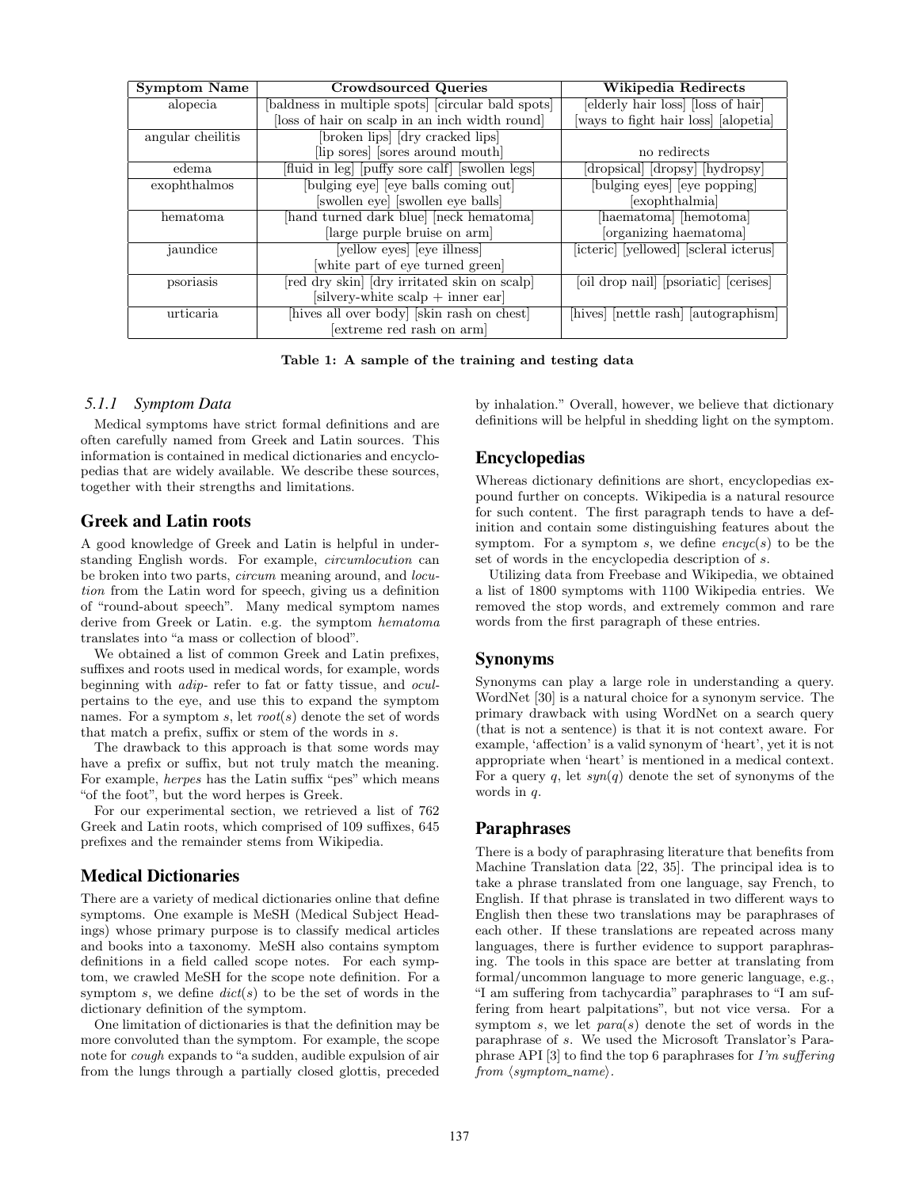| Symptom Name | Crowdsourced Queries | Wikipedia Redirects |
|---|---|---|
| alopecia | [baldness in multiple spots] [circular bald spots] [loss of hair on scalp in an inch width round] | [elderly hair loss] [loss of hair] [ways to fight hair loss] [alopetia] |
| angular cheilitis | [broken lips] [dry cracked lips] [lip sores] [sores around mouth] | no redirects |
| edema | [fluid in leg] [puffy sore calf] [swollen legs] | [dropsical] [dropsy] [hydropsy] |
| exophthalmos | [bulging eye] [eye balls coming out] [swollen eye] [swollen eye balls] | [bulging eyes] [eye popping] [exophthalmia] |
| hematoma | [hand turned dark blue] [neck hematoma] [large purple bruise on arm] | [haematoma] [hemotoma] [organizing haematoma] |
| jaundice | [yellow eyes] [eye illness] [white part of eye turned green] | [icteric] [yellowed] [scleral icterus] |
| psoriasis | [red dry skin] [dry irritated skin on scalp] [silvery-white scalp + inner ear] | [oil drop nail] [psoriatic] [cerises] |
| urticaria | [hives all over body] [skin rash on chest] [extreme red rash on arm] | [hives] [nettle rash] [autographism] |

**Table 1: A sample of the training and testing data**

### *5.1.1 Symptom Data*

Medical symptoms have strict formal definitions and are often carefully named from Greek and Latin sources. This information is contained in medical dictionaries and encyclopedias that are widely available. We describe these sources, together with their strengths and limitations.

## Greek and Latin roots

A good knowledge of Greek and Latin is helpful in understanding English words. For example, *circumlocution* can be broken into two parts, *circum* meaning around, and *locution* from the Latin word for speech, giving us a definition of "round-about speech". Many medical symptom names derive from Greek or Latin. e.g. the symptom *hematoma* translates into "a mass or collection of blood".

We obtained a list of common Greek and Latin prefixes, suffixes and roots used in medical words, for example, words beginning with *adip-* refer to fat or fatty tissue, and *ocul-* pertains to the eye, and use this to expand the symptom names. For a symptom $s$, let $root(s)$ denote the set of words that match a prefix, suffix or stem of the words in $s$.

The drawback to this approach is that some words may have a prefix or suffix, but not truly match the meaning. For example, *herpes* has the Latin suffix "pes" which means "of the foot", but the word herpes is Greek.

For our experimental section, we retrieved a list of 762 Greek and Latin roots, which comprised of 109 suffixes, 645 prefixes and the remainder stems from Wikipedia.

## Medical Dictionaries

There are a variety of medical dictionaries online that define symptoms. One example is MeSH (Medical Subject Headings) whose primary purpose is to classify medical articles and books into a taxonomy. MeSH also contains symptom definitions in a field called scope notes. For each symptom, we crawled MeSH for the scope note definition. For a symptom $s$, we define $dict(s)$ to be the set of words in the dictionary definition of the symptom.

One limitation of dictionaries is that the definition may be more convoluted than the symptom. For example, the scope note for *cough* expands to "a sudden, audible expulsion of air from the lungs through a partially closed glottis, preceded by inhalation." Overall, however, we believe that dictionary definitions will be helpful in shedding light on the symptom.

## Encyclopedias

Whereas dictionary definitions are short, encyclopedias expound further on concepts. Wikipedia is a natural resource for such content. The first paragraph tends to have a definition and contain some distinguishing features about the symptom. For a symptom $s$, we define $encyc(s)$ to be the set of words in the encyclopedia description of $s$.

Utilizing data from Freebase and Wikipedia, we obtained a list of 1800 symptoms with 1100 Wikipedia entries. We removed the stop words, and extremely common and rare words from the first paragraph of these entries.

## Synonyms

Synonyms can play a large role in understanding a query. WordNet [30] is a natural choice for a synonym service. The primary drawback with using WordNet on a search query (that is not a sentence) is that it is not context aware. For example, 'affection' is a valid synonym of 'heart', yet it is not appropriate when 'heart' is mentioned in a medical context. For a query $q$, let $syn(q)$ denote the set of synonyms of the words in $q$.

## Paraphrases

There is a body of paraphrasing literature that benefits from Machine Translation data [22, 35]. The principal idea is to take a phrase translated from one language, say French, to English. If that phrase is translated in two different ways to English then these two translations may be paraphrases of each other. If these translations are repeated across many languages, there is further evidence to support paraphrasing. The tools in this space are better at translating from formal/uncommon language to more generic language, e.g., "I am suffering from tachycardia" paraphrases to "I am suffering from heart palpitations", but not vice versa. For a symptom $s$, we let $para(s)$ denote the set of words in the paraphrase of $s$. We used the Microsoft Translator's Paraphrase API [3] to find the top 6 paraphrases for *I'm suffering from ⟨symptom_name⟩*.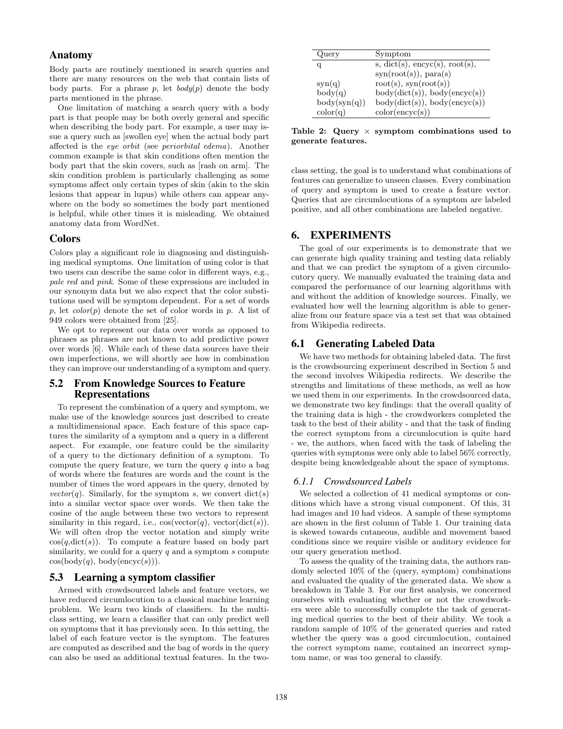### Anatomy

Body parts are routinely mentioned in search queries and there are many resources on the web that contain lists of body parts. For a phrase $p$, let *body*($p$) denote the body parts mentioned in the phrase.

One limitation of matching a search query with a body part is that people may be both overly general and specific when describing the body part. For example, a user may issue a query such as [swollen eye] when the actual body part affected is the *eye orbit* (see *periorbital edema*). Another common example is that skin conditions often mention the body part that the skin covers, such as [rash on arm]. The skin condition problem is particularly challenging as some symptoms affect only certain types of skin (akin to the skin lesions that appear in lupus) while others can appear anywhere on the body so sometimes the body part mentioned is helpful, while other times it is misleading. We obtained anatomy data from WordNet.

### Colors

Colors play a significant role in diagnosing and distinguishing medical symptoms. One limitation of using color is that two users can describe the same color in different ways, e.g., *pale red* and *pink*. Some of these expressions are included in our synonym data but we also expect that the color substitutions used will be symptom dependent. For a set of words $p$, let *color*($p$) denote the set of color words in $p$. A list of 949 colors were obtained from [25].

We opt to represent our data over words as opposed to phrases as phrases are not known to add predictive power over words [6]. While each of these data sources have their own imperfections, we will shortly see how in combination they can improve our understanding of a symptom and query.

## 5.2 From Knowledge Sources to Feature Representations

To represent the combination of a query and symptom, we make use of the knowledge sources just described to create a multidimensional space. Each feature of this space captures the similarity of a symptom and a query in a different aspect. For example, one feature could be the similarity of a query to the dictionary definition of a symptom. To compute the query feature, we turn the query $q$ into a bag of words where the features are words and the count is the number of times the word appears in the query, denoted by *vector*($q$). Similarly, for the symptom $s$, we convert dict($s$) into a similar vector space over words. We then take the cosine of the angle between these two vectors to represent similarity in this regard, i.e., cos(vector($q$), vector(dict($s$))). We will often drop the vector notation and simply write cos($q$,dict($s$)). To compute a feature based on body part similarity, we could for a query $q$ and a symptom $s$ compute cos(body($q$), body(encyc($s$))).

## 5.3 Learning a symptom classifier

Armed with crowdsourced labels and feature vectors, we have reduced circumlocution to a classical machine learning problem. We learn two kinds of classifiers. In the multiclass setting, we learn a classifier that can only predict well on symptoms that it has previously seen. In this setting, the label of each feature vector is the symptom. The features are computed as described and the bag of words in the query can also be used as additional textual features. In the two-class setting, the goal is to understand what combinations of features can generalize to unseen classes. Every combination of query and symptom is used to create a feature vector. Queries that are circumlocutions of a symptom are labeled positive, and all other combinations are labeled negative.

| Query | Symptom |
|---|---|
| q | s, dict(s), encyc(s), root(s), syn(root(s)), para(s) |
| syn(q) | root(s), syn(root(s)) |
| body(q) | body(dict(s)), body(encyc(s)) |
| body(syn(q)) | body(dict(s)), body(encyc(s)) |
| color(q) | color(encyc(s)) |

**Table 2: Query × symptom combinations used to generate features.**

# 6. EXPERIMENTS

The goal of our experiments is to demonstrate that we can generate high quality training and testing data reliably and that we can predict the symptom of a given circumlocutory query. We manually evaluated the training data and compared the performance of our learning algorithms with and without the addition of knowledge sources. Finally, we evaluated how well the learning algorithm is able to generalize from our feature space via a test set that was obtained from Wikipedia redirects.

## 6.1 Generating Labeled Data

We have two methods for obtaining labeled data. The first is the crowdsourcing experiment described in Section 5 and the second involves Wikipedia redirects. We describe the strengths and limitations of these methods, as well as how we used them in our experiments. In the crowdsourced data, we demonstrate two key findings: that the overall quality of the training data is high - the crowdworkers completed the task to the best of their ability - and that the task of finding the correct symptom from a circumlocution is quite hard - we, the authors, when faced with the task of labeling the queries with symptoms were only able to label 56% correctly, despite being knowledgeable about the space of symptoms.

### 6.1.1 Crowdsourced Labels

We selected a collection of 41 medical symptoms or conditions which have a strong visual component. Of this, 31 had images and 10 had videos. A sample of these symptoms are shown in the first column of Table 1. Our training data is skewed towards cutaneous, audible and movement based conditions since we require visible or auditory evidence for our query generation method.

To assess the quality of the training data, the authors randomly selected 10% of the (query, symptom) combinations and evaluated the quality of the generated data. We show a breakdown in Table 3. For our first analysis, we concerned ourselves with evaluating whether or not the crowdworkers were able to successfully complete the task of generating medical queries to the best of their ability. We took a random sample of 10% of the generated queries and rated whether the query was a good circumlocution, contained the correct symptom name, contained an incorrect symptom name, or was too general to classify.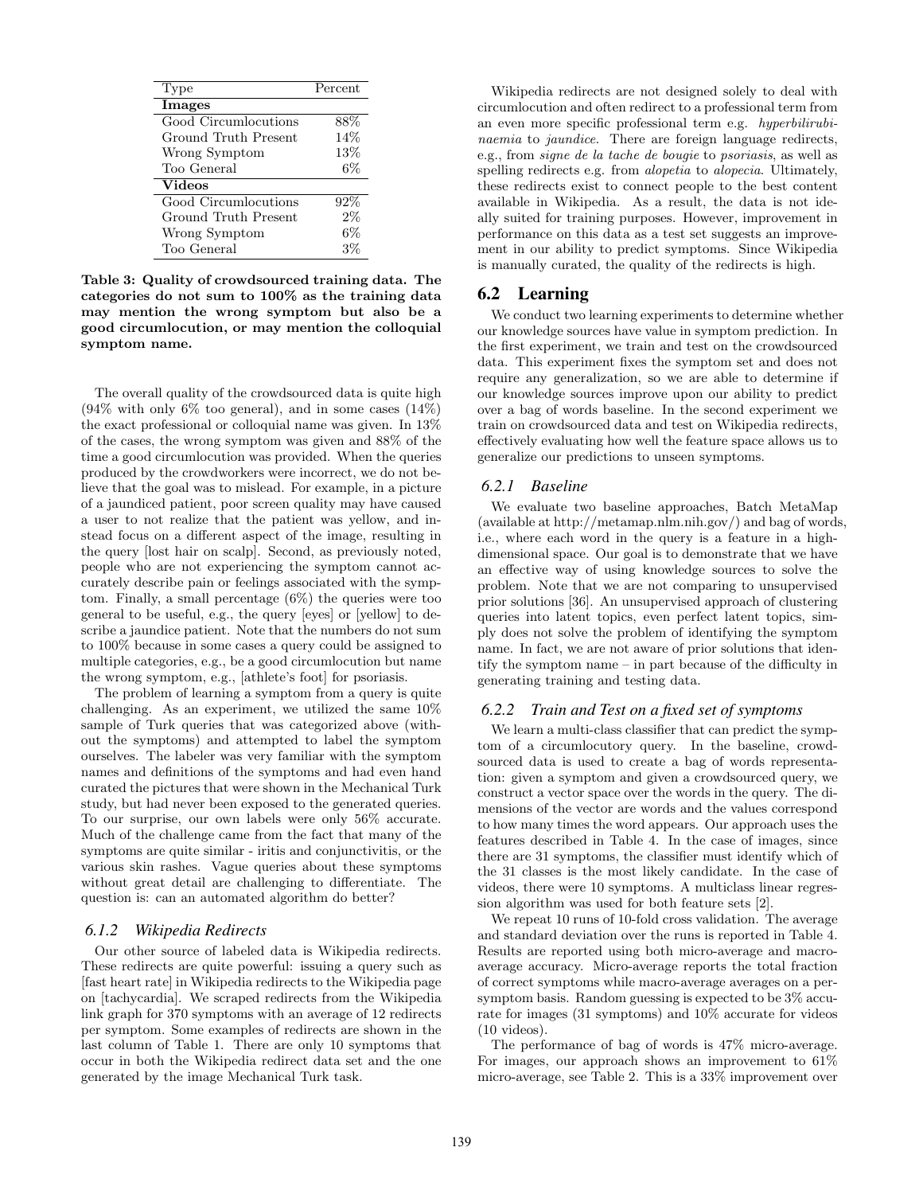| Type | Percent |
|---|---|
| **Images** | |
| Good Circumlocutions | 88% |
| Ground Truth Present | 14% |
| Wrong Symptom | 13% |
| Too General | 6% |
| **Videos** | |
| Good Circumlocutions | 92% |
| Ground Truth Present | 2% |
| Wrong Symptom | 6% |
| Too General | 3% |

**Table 3: Quality of crowdsourced training data. The categories do not sum to 100% as the training data may mention the wrong symptom but also be a good circumlocution, or may mention the colloquial symptom name.**

The overall quality of the crowdsourced data is quite high (94% with only 6% too general), and in some cases (14%) the exact professional or colloquial name was given. In 13% of the cases, the wrong symptom was given and 88% of the time a good circumlocution was provided. When the queries produced by the crowdworkers were incorrect, we do not believe that the goal was to mislead. For example, in a picture of a jaundiced patient, poor screen quality may have caused a user to not realize that the patient was yellow, and instead focus on a different aspect of the image, resulting in the query [lost hair on scalp]. Second, as previously noted, people who are not experiencing the symptom cannot accurately describe pain or feelings associated with the symptom. Finally, a small percentage (6%) the queries were too general to be useful, e.g., the query [eyes] or [yellow] to describe a jaundice patient. Note that the numbers do not sum to 100% because in some cases a query could be assigned to multiple categories, e.g., be a good circumlocution but name the wrong symptom, e.g., [athlete's foot] for psoriasis.

The problem of learning a symptom from a query is quite challenging. As an experiment, we utilized the same 10% sample of Turk queries that was categorized above (without the symptoms) and attempted to label the symptom ourselves. The labeler was very familiar with the symptom names and definitions of the symptoms and had even hand curated the pictures that were shown in the Mechanical Turk study, but had never been exposed to the generated queries. To our surprise, our own labels were only 56% accurate. Much of the challenge came from the fact that many of the symptoms are quite similar - iritis and conjunctivitis, or the various skin rashes. Vague queries about these symptoms without great detail are challenging to differentiate. The question is: can an automated algorithm do better?

### 6.1.2 Wikipedia Redirects

Our other source of labeled data is Wikipedia redirects. These redirects are quite powerful: issuing a query such as [fast heart rate] in Wikipedia redirects to the Wikipedia page on [tachycardia]. We scraped redirects from the Wikipedia link graph for 370 symptoms with an average of 12 redirects per symptom. Some examples of redirects are shown in the last column of Table 1. There are only 10 symptoms that occur in both the Wikipedia redirect data set and the one generated by the image Mechanical Turk task.

Wikipedia redirects are not designed solely to deal with circumlocution and often redirect to a professional term from an even more specific professional term e.g. *hyperbilirubinaemia* to *jaundice*. There are foreign language redirects, e.g., from *signe de la tache de bougie* to *psoriasis*, as well as spelling redirects e.g. from *alopetia* to *alopecia*. Ultimately, these redirects exist to connect people to the best content available in Wikipedia. As a result, the data is not ideally suited for training purposes. However, improvement in performance on this data as a test set suggests an improvement in our ability to predict symptoms. Since Wikipedia is manually curated, the quality of the redirects is high.

## 6.2 Learning

We conduct two learning experiments to determine whether our knowledge sources have value in symptom prediction. In the first experiment, we train and test on the crowdsourced data. This experiment fixes the symptom set and does not require any generalization, so we are able to determine if our knowledge sources improve upon our ability to predict over a bag of words baseline. In the second experiment we train on crowdsourced data and test on Wikipedia redirects, effectively evaluating how well the feature space allows us to generalize our predictions to unseen symptoms.

### 6.2.1 Baseline

We evaluate two baseline approaches, Batch MetaMap (available at http://metamap.nlm.nih.gov/) and bag of words, i.e., where each word in the query is a feature in a high-dimensional space. Our goal is to demonstrate that we have an effective way of using knowledge sources to solve the problem. Note that we are not comparing to unsupervised prior solutions [36]. An unsupervised approach of clustering queries into latent topics, even perfect latent topics, simply does not solve the problem of identifying the symptom name. In fact, we are not aware of prior solutions that identify the symptom name – in part because of the difficulty in generating training and testing data.

### 6.2.2 Train and Test on a fixed set of symptoms

We learn a multi-class classifier that can predict the symptom of a circumlocutory query. In the baseline, crowdsourced data is used to create a bag of words representation: given a symptom and given a crowdsourced query, we construct a vector space over the words in the query. The dimensions of the vector are words and the values correspond to how many times the word appears. Our approach uses the features described in Table 4. In the case of images, since there are 31 symptoms, the classifier must identify which of the 31 classes is the most likely candidate. In the case of videos, there were 10 symptoms. A multiclass linear regression algorithm was used for both feature sets [2].

We repeat 10 runs of 10-fold cross validation. The average and standard deviation over the runs is reported in Table 4. Results are reported using both micro-average and macro-average accuracy. Micro-average reports the total fraction of correct symptoms while macro-average averages on a per-symptom basis. Random guessing is expected to be 3% accurate for images (31 symptoms) and 10% accurate for videos (10 videos).

The performance of bag of words is 47% micro-average. For images, our approach shows an improvement to 61% micro-average, see Table 2. This is a 33% improvement over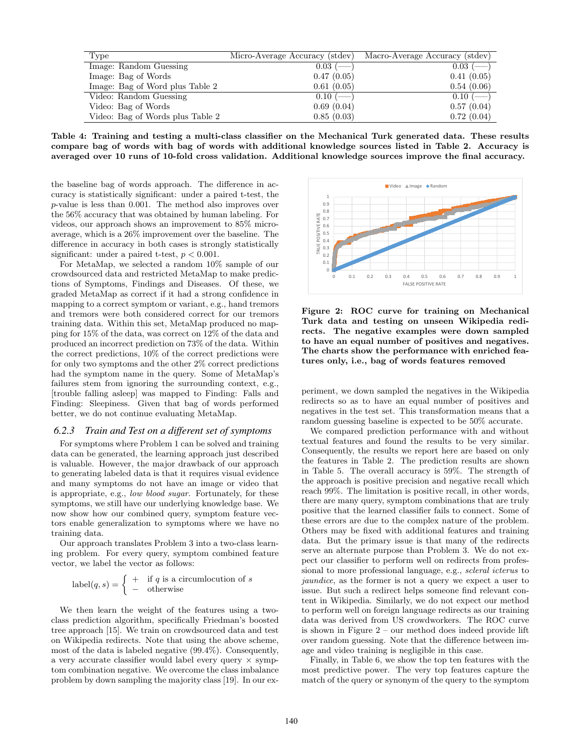| Type | Micro-Average Accuracy (stdev) | Macro-Average Accuracy (stdev) |
|---|---|---|
| Image: Random Guessing | 0.03 (—) | 0.03 (—) |
| Image: Bag of Words | 0.47 (0.05) | 0.41 (0.05) |
| Image: Bag of Word plus Table 2 | 0.61 (0.05) | 0.54 (0.06) |
| Video: Random Guessing | 0.10 (—) | 0.10 (—) |
| Video: Bag of Words | 0.69 (0.04) | 0.57 (0.04) |
| Video: Bag of Words plus Table 2 | 0.85 (0.03) | 0.72 (0.04) |

**Table 4: Training and testing a multi-class classifier on the Mechanical Turk generated data. These results compare bag of words with bag of words with additional knowledge sources listed in Table 2. Accuracy is averaged over 10 runs of 10-fold cross validation. Additional knowledge sources improve the final accuracy.**

the baseline bag of words approach. The difference in accuracy is statistically significant: under a paired t-test, the $p$-value is less than 0.001. The method also improves over the 56% accuracy that was obtained by human labeling. For videos, our approach shows an improvement to 85% micro-average, which is a 26% improvement over the baseline. The difference in accuracy in both cases is strongly statistically significant: under a paired t-test, $p < 0.001$.

For MetaMap, we selected a random 10% sample of our crowdsourced data and restricted MetaMap to make predictions of Symptoms, Findings and Diseases. Of these, we graded MetaMap as correct if it had a strong confidence in mapping to a correct symptom or variant, e.g., hand tremors and tremors were both considered correct for our tremors training data. Within this set, MetaMap produced no mapping for 15% of the data, was correct on 12% of the data and produced an incorrect prediction on 73% of the data. Within the correct predictions, 10% of the correct predictions were for only two symptoms and the other 2% correct predictions had the symptom name in the query. Some of MetaMap's failures stem from ignoring the surrounding context, e.g., [trouble falling asleep] was mapped to Finding: Falls and Finding: Sleepiness. Given that bag of words performed better, we do not continue evaluating MetaMap.

### 6.2.3 Train and Test on a different set of symptoms

For symptoms where Problem 1 can be solved and training data can be generated, the learning approach just described is valuable. However, the major drawback of our approach to generating labeled data is that it requires visual evidence and many symptoms do not have an image or video that is appropriate, e.g., *low blood sugar*. Fortunately, for these symptoms, we still have our underlying knowledge base. We now show how our combined query, symptom feature vectors enable generalization to symptoms where we have no training data.

Our approach translates Problem 3 into a two-class learning problem. For every query, symptom combined feature vector, we label the vector as follows:

$$\text{label}(q, s) = \begin{cases} + & \text{if } q \text{ is a circumlocution of } s \\ - & \text{otherwise} \end{cases}$$

We then learn the weight of the features using a two-class prediction algorithm, specifically Friedman's boosted tree approach [15]. We train on crowdsourced data and test on Wikipedia redirects. Note that using the above scheme, most of the data is labeled negative (99.4%). Consequently, a very accurate classifier would label every query × symptom combination negative. We overcome the class imbalance problem by down sampling the majority class [19]. In our experiment, we down sampled the negatives in the Wikipedia redirects so as to have an equal number of positives and negatives in the test set. This transformation means that a random guessing baseline is expected to be 50% accurate.

**Figure 2: ROC curve for training on Mechanical Turk data and testing on unseen Wikipedia redirects. The negative examples were down sampled to have an equal number of positives and negatives. The charts show the performance with enriched features only, i.e., bag of words features removed**

We compared prediction performance with and without textual features and found the results to be very similar. Consequently, the results we report here are based on only the features in Table 2. The prediction results are shown in Table 5. The overall accuracy is 59%. The strength of the approach is positive precision and negative recall which reach 99%. The limitation is positive recall, in other words, there are many query, symptom combinations that are truly positive that the learned classifier fails to connect. Some of these errors are due to the complex nature of the problem. Others may be fixed with additional features and training data. But the primary issue is that many of the redirects serve an alternate purpose than Problem 3. We do not expect our classifier to perform well on redirects from professional to more professional language, e.g., *scleral icterus* to *jaundice*, as the former is not a query we expect a user to issue. But such a redirect helps someone find relevant content in Wikipedia. Similarly, we do not expect our method to perform well on foreign language redirects as our training data was derived from US crowdworkers. The ROC curve is shown in Figure 2 – our method does indeed provide lift over random guessing. Note that the difference between image and video training is negligible in this case.

Finally, in Table 6, we show the top ten features with the most predictive power. The very top features capture the match of the query or synonym of the query to the symptom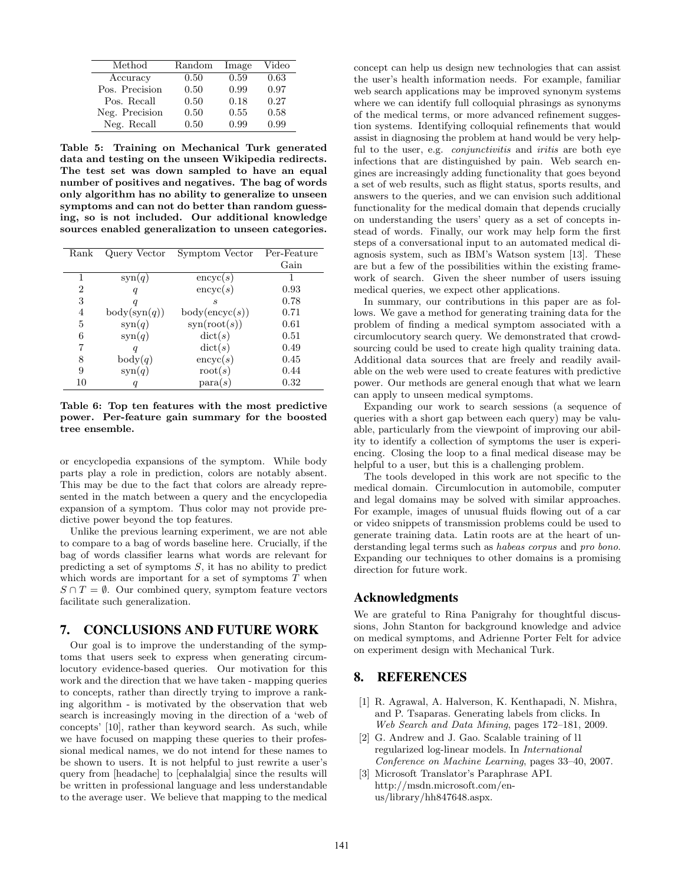| Method | Random | Image | Video |
|---|---|---|---|
| Accuracy | 0.50 | 0.59 | 0.63 |
| Pos. Precision | 0.50 | 0.99 | 0.97 |
| Pos. Recall | 0.50 | 0.18 | 0.27 |
| Neg. Precision | 0.50 | 0.55 | 0.58 |
| Neg. Recall | 0.50 | 0.99 | 0.99 |

**Table 5: Training on Mechanical Turk generated data and testing on the unseen Wikipedia redirects. The test set was down sampled to have an equal number of positives and negatives. The bag of words only algorithm has no ability to generalize to unseen symptoms and can not do better than random guessing, so is not included. Our additional knowledge sources enabled generalization to unseen categories.**

| Rank | Query Vector | Symptom Vector | Per-Feature Gain |
|---|---|---|---|
| 1 | syn($q$) | encyc($s$) | 1 |
| 2 | $q$ | encyc($s$) | 0.93 |
| 3 | $q$ | $s$ | 0.78 |
| 4 | body(syn($q$)) | body(encyc($s$)) | 0.71 |
| 5 | syn($q$) | syn(root($s$)) | 0.61 |
| 6 | syn($q$) | dict($s$) | 0.51 |
| 7 | $q$ | dict($s$) | 0.49 |
| 8 | body($q$) | encyc($s$) | 0.45 |
| 9 | syn($q$) | root($s$) | 0.44 |
| 10 | $q$ | para($s$) | 0.32 |

**Table 6: Top ten features with the most predictive power. Per-feature gain summary for the boosted tree ensemble.**

or encyclopedia expansions of the symptom. While body parts play a role in prediction, colors are notably absent. This may be due to the fact that colors are already represented in the match between a query and the encyclopedia expansion of a symptom. Thus color may not provide predictive power beyond the top features.

Unlike the previous learning experiment, we are not able to compare to a bag of words baseline here. Crucially, if the bag of words classifier learns what words are relevant for predicting a set of symptoms $S$, it has no ability to predict which words are important for a set of symptoms $T$ when $S \cap T = \emptyset$. Our combined query, symptom feature vectors facilitate such generalization.

## 7. CONCLUSIONS AND FUTURE WORK

Our goal is to improve the understanding of the symptoms that users seek to express when generating circumlocutory evidence-based queries. Our motivation for this work and the direction that we have taken - mapping queries to concepts, rather than directly trying to improve a ranking algorithm - is motivated by the observation that web search is increasingly moving in the direction of a 'web of concepts' [10], rather than keyword search. As such, while we have focused on mapping these queries to their professional medical names, we do not intend for these names to be shown to users. It is not helpful to just rewrite a user's query from [headache] to [cephalalgia] since the results will be written in professional language and less understandable to the average user. We believe that mapping to the medical concept can help us design new technologies that can assist the user's health information needs. For example, familiar web search applications may be improved synonym systems where we can identify full colloquial phrasings as synonyms of the medical terms, or more advanced refinement suggestion systems. Identifying colloquial refinements that would assist in diagnosing the problem at hand would be very helpful to the user, e.g. *conjunctivitis* and *iritis* are both eye infections that are distinguished by pain. Web search engines are increasingly adding functionality that goes beyond a set of web results, such as flight status, sports results, and answers to the queries, and we can envision such additional functionality for the medical domain that depends crucially on understanding the users' query as a set of concepts instead of words. Finally, our work may help form the first steps of a conversational input to an automated medical diagnosis system, such as IBM's Watson system [13]. These are but a few of the possibilities within the existing framework of search. Given the sheer number of users issuing medical queries, we expect other applications.

In summary, our contributions in this paper are as follows. We gave a method for generating training data for the problem of finding a medical symptom associated with a circumlocutory search query. We demonstrated that crowdsourcing could be used to create high quality training data. Additional data sources that are freely and readily available on the web were used to create features with predictive power. Our methods are general enough that what we learn can apply to unseen medical symptoms.

Expanding our work to search sessions (a sequence of queries with a short gap between each query) may be valuable, particularly from the viewpoint of improving our ability to identify a collection of symptoms the user is experiencing. Closing the loop to a final medical disease may be helpful to a user, but this is a challenging problem.

The tools developed in this work are not specific to the medical domain. Circumlocution in automobile, computer and legal domains may be solved with similar approaches. For example, images of unusual fluids flowing out of a car or video snippets of transmission problems could be used to generate training data. Latin roots are at the heart of understanding legal terms such as *habeas corpus* and *pro bono*. Expanding our techniques to other domains is a promising direction for future work.

## Acknowledgments

We are grateful to Rina Panigrahy for thoughtful discussions, John Stanton for background knowledge and advice on medical symptoms, and Adrienne Porter Felt for advice on experiment design with Mechanical Turk.

## 8. REFERENCES

[1] R. Agrawal, A. Halverson, K. Kenthapadi, N. Mishra, and P. Tsaparas. Generating labels from clicks. In *Web Search and Data Mining*, pages 172–181, 2009.

[2] G. Andrew and J. Gao. Scalable training of l1 regularized log-linear models. In *International Conference on Machine Learning*, pages 33–40, 2007.

[3] Microsoft Translator's Paraphrase API. http://msdn.microsoft.com/en-us/library/hh847648.aspx.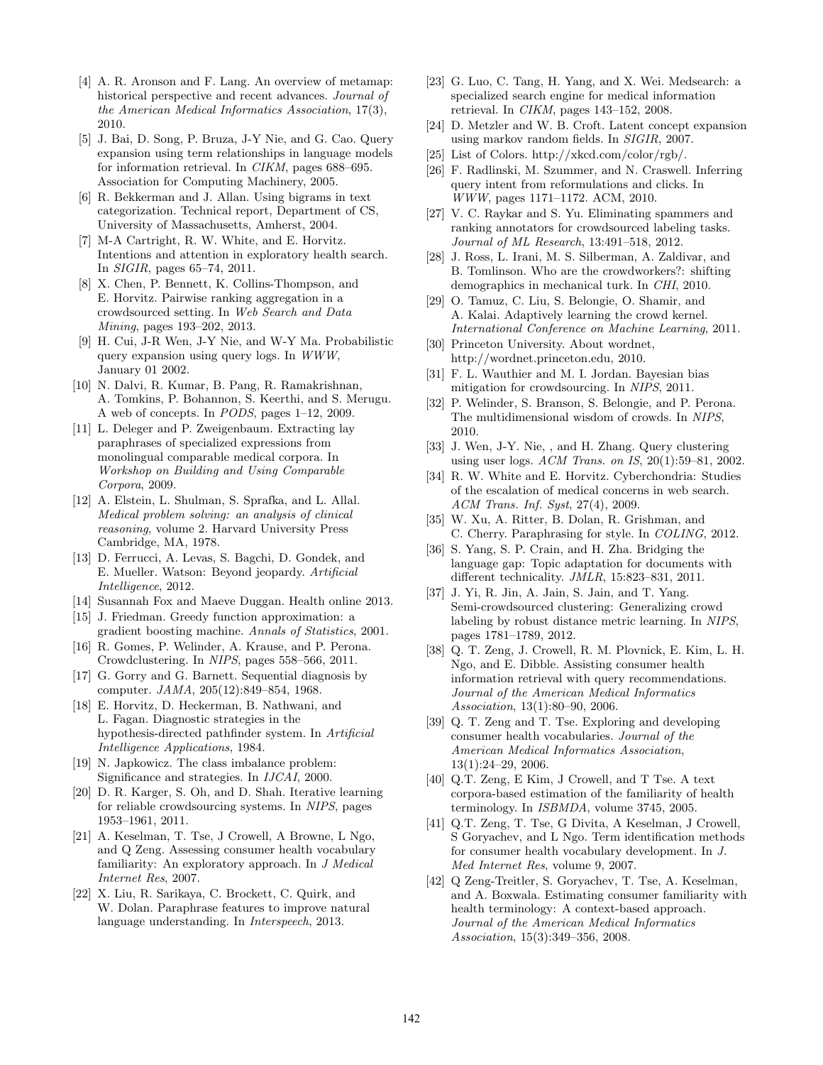[4] A. R. Aronson and F. Lang. An overview of metamap: historical perspective and recent advances. *Journal of the American Medical Informatics Association*, 17(3), 2010.

[5] J. Bai, D. Song, P. Bruza, J-Y Nie, and G. Cao. Query expansion using term relationships in language models for information retrieval. In *CIKM*, pages 688–695. Association for Computing Machinery, 2005.

[6] R. Bekkerman and J. Allan. Using bigrams in text categorization. Technical report, Department of CS, University of Massachusetts, Amherst, 2004.

[7] M-A Cartright, R. W. White, and E. Horvitz. Intentions and attention in exploratory health search. In *SIGIR*, pages 65–74, 2011.

[8] X. Chen, P. Bennett, K. Collins-Thompson, and E. Horvitz. Pairwise ranking aggregation in a crowdsourced setting. In *Web Search and Data Mining*, pages 193–202, 2013.

[9] H. Cui, J-R Wen, J-Y Nie, and W-Y Ma. Probabilistic query expansion using query logs. In *WWW*, January 01 2002.

[10] N. Dalvi, R. Kumar, B. Pang, R. Ramakrishnan, A. Tomkins, P. Bohannon, S. Keerthi, and S. Merugu. A web of concepts. In *PODS*, pages 1–12, 2009.

[11] L. Deleger and P. Zweigenbaum. Extracting lay paraphrases of specialized expressions from monolingual comparable medical corpora. In *Workshop on Building and Using Comparable Corpora*, 2009.

[12] A. Elstein, L. Shulman, S. Sprafka, and L. Allal. *Medical problem solving: an analysis of clinical reasoning*, volume 2. Harvard University Press Cambridge, MA, 1978.

[13] D. Ferrucci, A. Levas, S. Bagchi, D. Gondek, and E. Mueller. Watson: Beyond jeopardy. *Artificial Intelligence*, 2012.

[14] Susannah Fox and Maeve Duggan. Health online 2013.

[15] J. Friedman. Greedy function approximation: a gradient boosting machine. *Annals of Statistics*, 2001.

[16] R. Gomes, P. Welinder, A. Krause, and P. Perona. Crowdclustering. In *NIPS*, pages 558–566, 2011.

[17] G. Gorry and G. Barnett. Sequential diagnosis by computer. *JAMA*, 205(12):849–854, 1968.

[18] E. Horvitz, D. Heckerman, B. Nathwani, and L. Fagan. Diagnostic strategies in the hypothesis-directed pathfinder system. In *Artificial Intelligence Applications*, 1984.

[19] N. Japkowicz. The class imbalance problem: Significance and strategies. In *IJCAI*, 2000.

[20] D. R. Karger, S. Oh, and D. Shah. Iterative learning for reliable crowdsourcing systems. In *NIPS*, pages 1953–1961, 2011.

[21] A. Keselman, T. Tse, J Crowell, A Browne, L Ngo, and Q Zeng. Assessing consumer health vocabulary familiarity: An exploratory approach. In *J Medical Internet Res*, 2007.

[22] X. Liu, R. Sarikaya, C. Brockett, C. Quirk, and W. Dolan. Paraphrase features to improve natural language understanding. In *Interspeech*, 2013.

[23] G. Luo, C. Tang, H. Yang, and X. Wei. Medsearch: a specialized search engine for medical information retrieval. In *CIKM*, pages 143–152, 2008.

[24] D. Metzler and W. B. Croft. Latent concept expansion using markov random fields. In *SIGIR*, 2007.

[25] List of Colors. http://xkcd.com/color/rgb/.

[26] F. Radlinski, M. Szummer, and N. Craswell. Inferring query intent from reformulations and clicks. In *WWW*, pages 1171–1172. ACM, 2010.

[27] V. C. Raykar and S. Yu. Eliminating spammers and ranking annotators for crowdsourced labeling tasks. *Journal of ML Research*, 13:491–518, 2012.

[28] J. Ross, L. Irani, M. S. Silberman, A. Zaldivar, and B. Tomlinson. Who are the crowdworkers?: shifting demographics in mechanical turk. In *CHI*, 2010.

[29] O. Tamuz, C. Liu, S. Belongie, O. Shamir, and A. Kalai. Adaptively learning the crowd kernel. *International Conference on Machine Learning*, 2011.

[30] Princeton University. About wordnet, http://wordnet.princeton.edu, 2010.

[31] F. L. Wauthier and M. I. Jordan. Bayesian bias mitigation for crowdsourcing. In *NIPS*, 2011.

[32] P. Welinder, S. Branson, S. Belongie, and P. Perona. The multidimensional wisdom of crowds. In *NIPS*, 2010.

[33] J. Wen, J-Y. Nie, , and H. Zhang. Query clustering using user logs. *ACM Trans. on IS*, 20(1):59–81, 2002.

[34] R. W. White and E. Horvitz. Cyberchondria: Studies of the escalation of medical concerns in web search. *ACM Trans. Inf. Syst*, 27(4), 2009.

[35] W. Xu, A. Ritter, B. Dolan, R. Grishman, and C. Cherry. Paraphrasing for style. In *COLING*, 2012.

[36] S. Yang, S. P. Crain, and H. Zha. Bridging the language gap: Topic adaptation for documents with different technicality. *JMLR*, 15:823–831, 2011.

[37] J. Yi, R. Jin, A. Jain, S. Jain, and T. Yang. Semi-crowdsourced clustering: Generalizing crowd labeling by robust distance metric learning. In *NIPS*, pages 1781–1789, 2012.

[38] Q. T. Zeng, J. Crowell, R. M. Plovnick, E. Kim, L. H. Ngo, and E. Dibble. Assisting consumer health information retrieval with query recommendations. *Journal of the American Medical Informatics Association*, 13(1):80–90, 2006.

[39] Q. T. Zeng and T. Tse. Exploring and developing consumer health vocabularies. *Journal of the American Medical Informatics Association*, 13(1):24–29, 2006.

[40] Q.T. Zeng, E Kim, J Crowell, and T Tse. A text corpora-based estimation of the familiarity of health terminology. In *ISBMDA*, volume 3745, 2005.

[41] Q.T. Zeng, T. Tse, G Divita, A Keselman, J Crowell, S Goryachev, and L Ngo. Term identification methods for consumer health vocabulary development. In *J. Med Internet Res*, volume 9, 2007.

[42] Q Zeng-Treitler, S. Goryachev, T. Tse, A. Keselman, and A. Boxwala. Estimating consumer familiarity with health terminology: A context-based approach. *Journal of the American Medical Informatics Association*, 15(3):349–356, 2008.